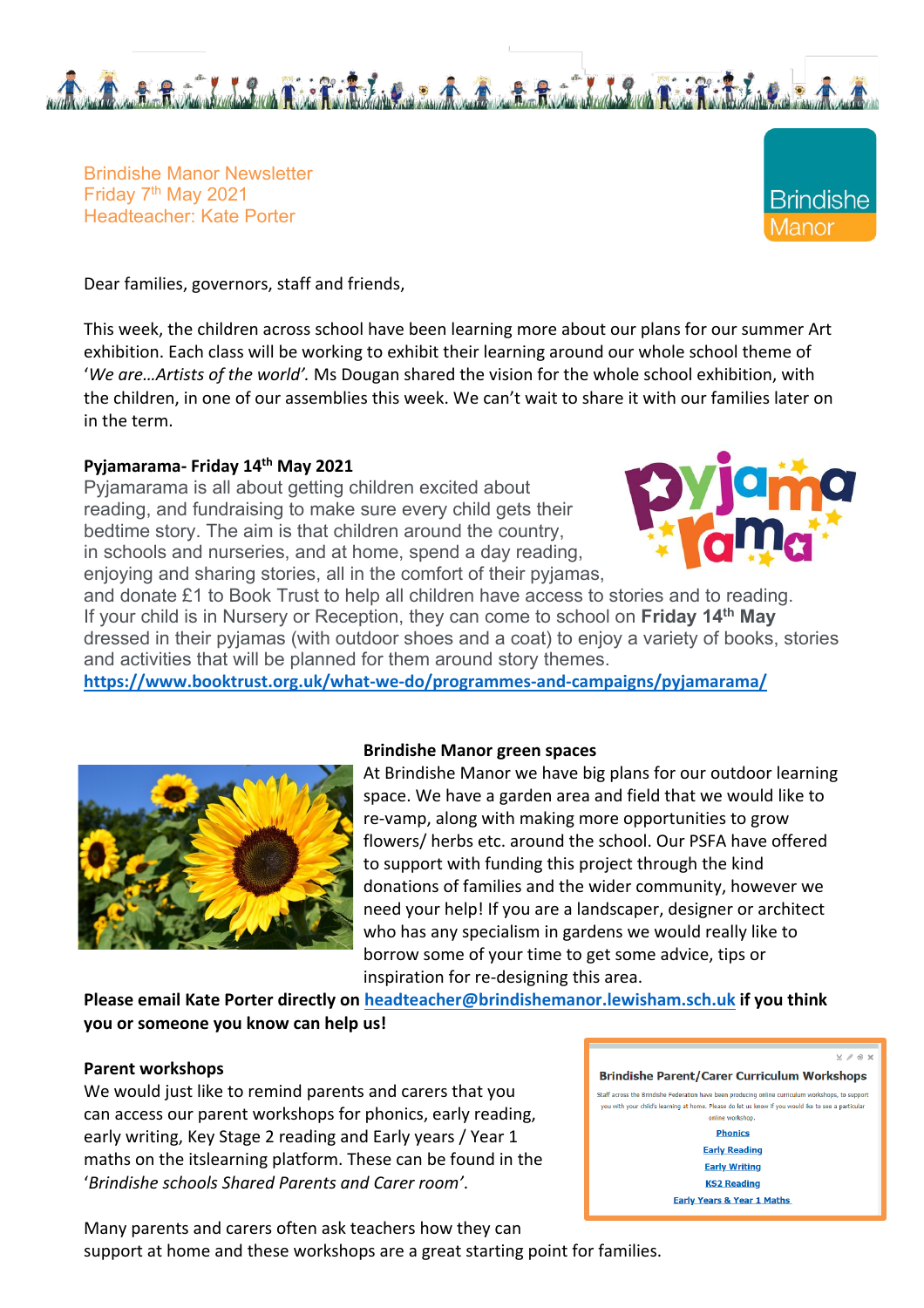Brindishe Manor Newsletter
Friday 7th May 2021
Headteacher: Kate Porter

Brindishe Manor

Dear families, governors, staff and friends,

This week, the children across school have been learning more about our plans for our summer Art exhibition. Each class will be working to exhibit their learning around our whole school theme of '*We are…Artists of the world'.* Ms Dougan shared the vision for the whole school exhibition, with the children, in one of our assemblies this week. We can't wait to share it with our families later on in the term.

**Pyjamarama- Friday 14th May 2021**

Pyjamarama is all about getting children excited about reading, and fundraising to make sure every child gets their bedtime story. The aim is that children around the country, in schools and nurseries, and at home, spend a day reading, enjoying and sharing stories, all in the comfort of their pyjamas, and donate £1 to Book Trust to help all children have access to stories and to reading. If your child is in Nursery or Reception, they can come to school on **Friday 14th May** dressed in their pyjamas (with outdoor shoes and a coat) to enjoy a variety of books, stories and activities that will be planned for them around story themes.

**https://www.booktrust.org.uk/what-we-do/programmes-and-campaigns/pyjamarama/**

**Brindishe Manor green spaces**

At Brindishe Manor we have big plans for our outdoor learning space. We have a garden area and field that we would like to re-vamp, along with making more opportunities to grow flowers/ herbs etc. around the school. Our PSFA have offered to support with funding this project through the kind donations of families and the wider community, however we need your help! If you are a landscaper, designer or architect who has any specialism in gardens we would really like to borrow some of your time to get some advice, tips or inspiration for re-designing this area.

**Please email Kate Porter directly on headteacher@brindishemanor.lewisham.sch.uk if you think you or someone you know can help us!**

**Parent workshops**

We would just like to remind parents and carers that you can access our parent workshops for phonics, early reading, early writing, Key Stage 2 reading and Early years / Year 1 maths on the itslearning platform. These can be found in the '*Brindishe schools Shared Parents and Carer room*'.

**Brindishe Parent/Carer Curriculum Workshops**

Staff across the Brindishe Federation have been producing online curriculum workshops, to support you with your child's learning at home. Please do let us know if you would like to see a particular online workshop.

Phonics
Early Reading
Early Writing
KS2 Reading
Early Years & Year 1 Maths

Many parents and carers often ask teachers how they can support at home and these workshops are a great starting point for families.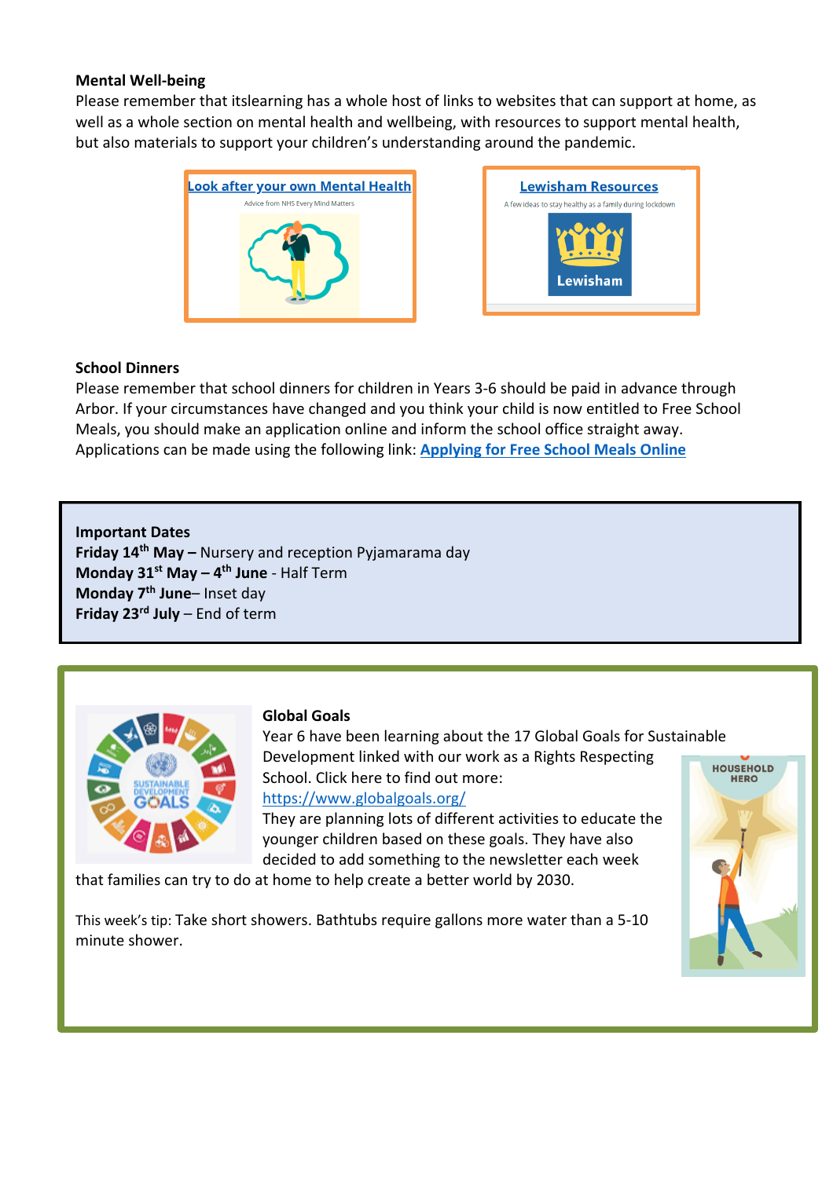**Mental Well-being**

Please remember that itslearning has a whole host of links to websites that can support at home, as well as a whole section on mental health and wellbeing, with resources to support mental health, but also materials to support your children's understanding around the pandemic.

[Look after your own Mental Health](#)
Advice from NHS Every Mind Matters

[Lewisham Resources](#)
A few ideas to stay healthy as a family during lockdown

**School Dinners**

Please remember that school dinners for children in Years 3-6 should be paid in advance through Arbor. If your circumstances have changed and you think your child is now entitled to Free School Meals, you should make an application online and inform the school office straight away. Applications can be made using the following link: **[Applying for Free School Meals Online](#)**

**Important Dates**

**Friday 14th May –** Nursery and reception Pyjamarama day
**Monday 31st May – 4th June** - Half Term
**Monday 7th June**– Inset day
**Friday 23rd July** – End of term

**Global Goals**

Year 6 have been learning about the 17 Global Goals for Sustainable Development linked with our work as a Rights Respecting School. Click here to find out more:
https://www.globalgoals.org/
They are planning lots of different activities to educate the younger children based on these goals. They have also decided to add something to the newsletter each week that families can try to do at home to help create a better world by 2030.

This week's tip: Take short showers. Bathtubs require gallons more water than a 5-10 minute shower.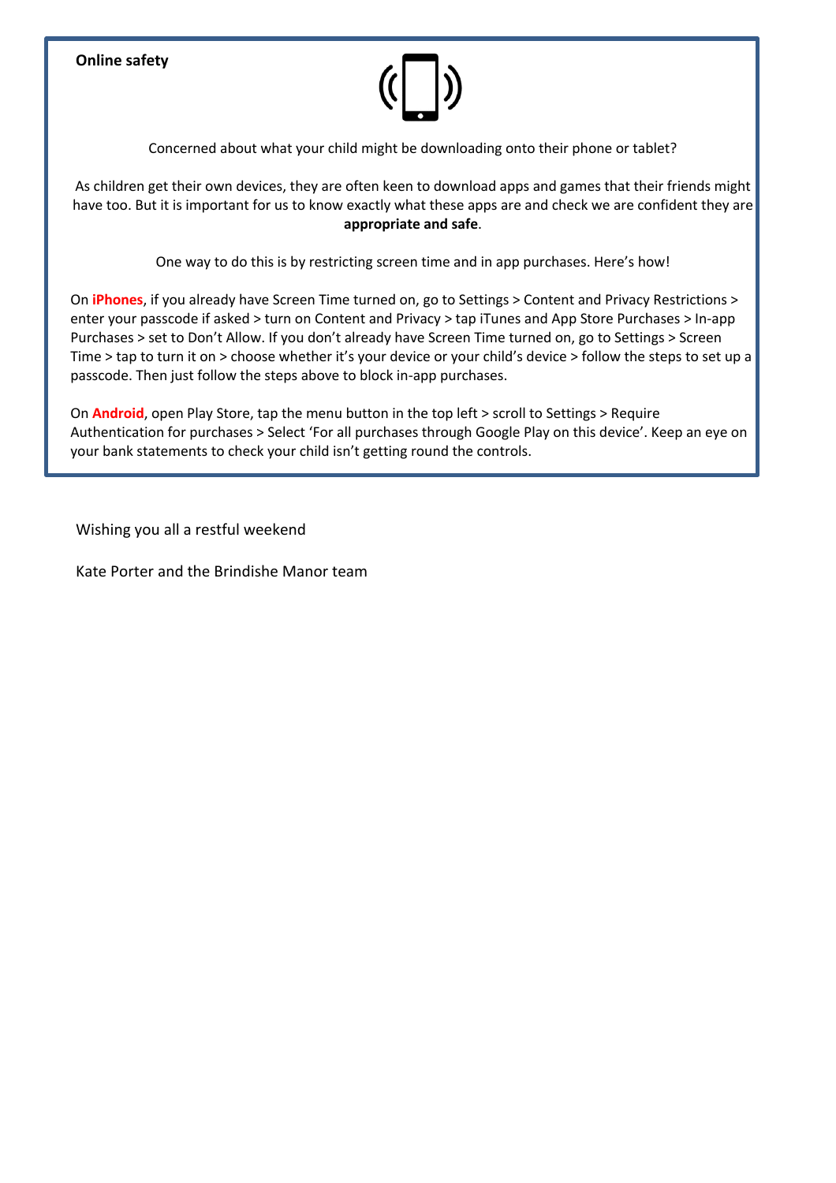**Online safety**

Concerned about what your child might be downloading onto their phone or tablet?

As children get their own devices, they are often keen to download apps and games that their friends might have too. But it is important for us to know exactly what these apps are and check we are confident they are **appropriate and safe**.

One way to do this is by restricting screen time and in app purchases. Here's how!

On **iPhones**, if you already have Screen Time turned on, go to Settings > Content and Privacy Restrictions > enter your passcode if asked > turn on Content and Privacy > tap iTunes and App Store Purchases > In-app Purchases > set to Don't Allow. If you don't already have Screen Time turned on, go to Settings > Screen Time > tap to turn it on > choose whether it's your device or your child's device > follow the steps to set up a passcode. Then just follow the steps above to block in-app purchases.

On **Android**, open Play Store, tap the menu button in the top left > scroll to Settings > Require Authentication for purchases > Select 'For all purchases through Google Play on this device'. Keep an eye on your bank statements to check your child isn't getting round the controls.

Wishing you all a restful weekend

Kate Porter and the Brindishe Manor team